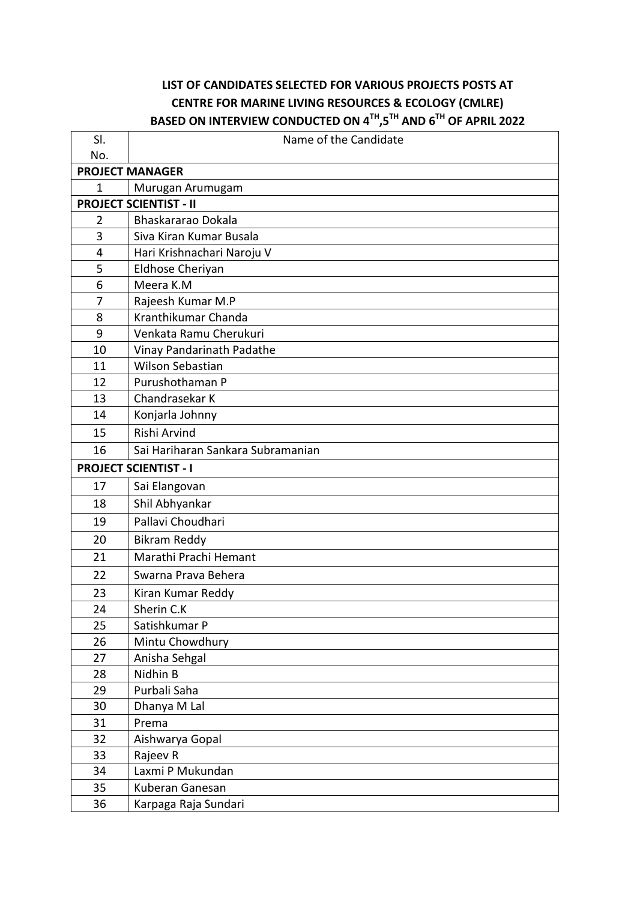**LIST OF CANDIDATES SELECTED FOR VARIOUS PROJECTS POSTS AT CENTRE FOR MARINE LIVING RESOURCES & ECOLOGY (CMLRE) BASED ON INTERVIEW CONDUCTED ON 4TH,5TH AND 6TH OF APRIL 2022**

| Sl. No. | Name of the Candidate |
|---|---|
| **PROJECT MANAGER** | |
| 1 | Murugan Arumugam |
| **PROJECT SCIENTIST - II** | |
| 2 | Bhaskararao Dokala |
| 3 | Siva Kiran Kumar Busala |
| 4 | Hari Krishnachari Naroju V |
| 5 | Eldhose Cheriyan |
| 6 | Meera K.M |
| 7 | Rajeesh Kumar M.P |
| 8 | Kranthikumar Chanda |
| 9 | Venkata Ramu Cherukuri |
| 10 | Vinay Pandarinath Padathe |
| 11 | Wilson Sebastian |
| 12 | Purushothaman P |
| 13 | Chandrasekar K |
| 14 | Konjarla Johnny |
| 15 | Rishi Arvind |
| 16 | Sai Hariharan Sankara Subramanian |
| **PROJECT SCIENTIST - I** | |
| 17 | Sai Elangovan |
| 18 | Shil Abhyankar |
| 19 | Pallavi Choudhari |
| 20 | Bikram Reddy |
| 21 | Marathi Prachi Hemant |
| 22 | Swarna Prava Behera |
| 23 | Kiran Kumar Reddy |
| 24 | Sherin C.K |
| 25 | Satishkumar P |
| 26 | Mintu Chowdhury |
| 27 | Anisha Sehgal |
| 28 | Nidhin B |
| 29 | Purbali Saha |
| 30 | Dhanya M Lal |
| 31 | Prema |
| 32 | Aishwarya Gopal |
| 33 | Rajeev R |
| 34 | Laxmi P Mukundan |
| 35 | Kuberan Ganesan |
| 36 | Karpaga Raja Sundari |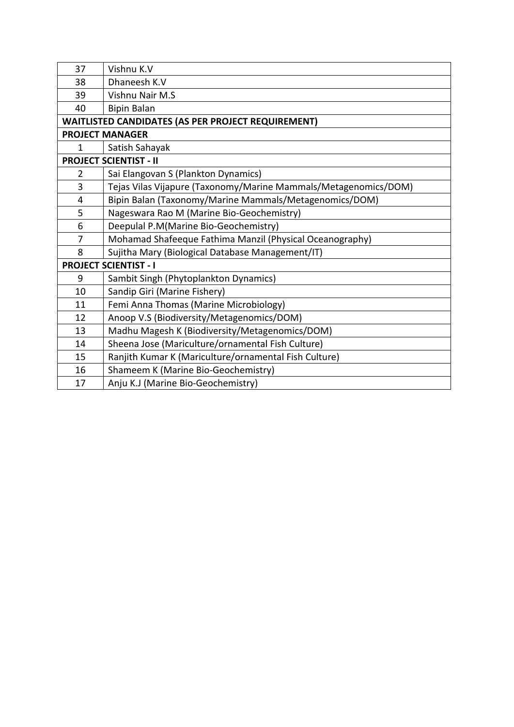| | |
|---|---|
| 37 | Vishnu K.V |
| 38 | Dhaneesh K.V |
| 39 | Vishnu Nair M.S |
| 40 | Bipin Balan |
| **WAITLISTED CANDIDATES (AS PER PROJECT REQUIREMENT)** | |
| **PROJECT MANAGER** | |
| 1 | Satish Sahayak |
| **PROJECT SCIENTIST - II** | |
| 2 | Sai Elangovan S (Plankton Dynamics) |
| 3 | Tejas Vilas Vijapure (Taxonomy/Marine Mammals/Metagenomics/DOM) |
| 4 | Bipin Balan (Taxonomy/Marine Mammals/Metagenomics/DOM) |
| 5 | Nageswara Rao M (Marine Bio-Geochemistry) |
| 6 | Deepulal P.M(Marine Bio-Geochemistry) |
| 7 | Mohamad Shafeeque Fathima Manzil (Physical Oceanography) |
| 8 | Sujitha Mary (Biological Database Management/IT) |
| **PROJECT SCIENTIST - I** | |
| 9 | Sambit Singh (Phytoplankton Dynamics) |
| 10 | Sandip Giri (Marine Fishery) |
| 11 | Femi Anna Thomas (Marine Microbiology) |
| 12 | Anoop V.S (Biodiversity/Metagenomics/DOM) |
| 13 | Madhu Magesh K (Biodiversity/Metagenomics/DOM) |
| 14 | Sheena Jose (Mariculture/ornamental Fish Culture) |
| 15 | Ranjith Kumar K (Mariculture/ornamental Fish Culture) |
| 16 | Shameem K (Marine Bio-Geochemistry) |
| 17 | Anju K.J (Marine Bio-Geochemistry) |